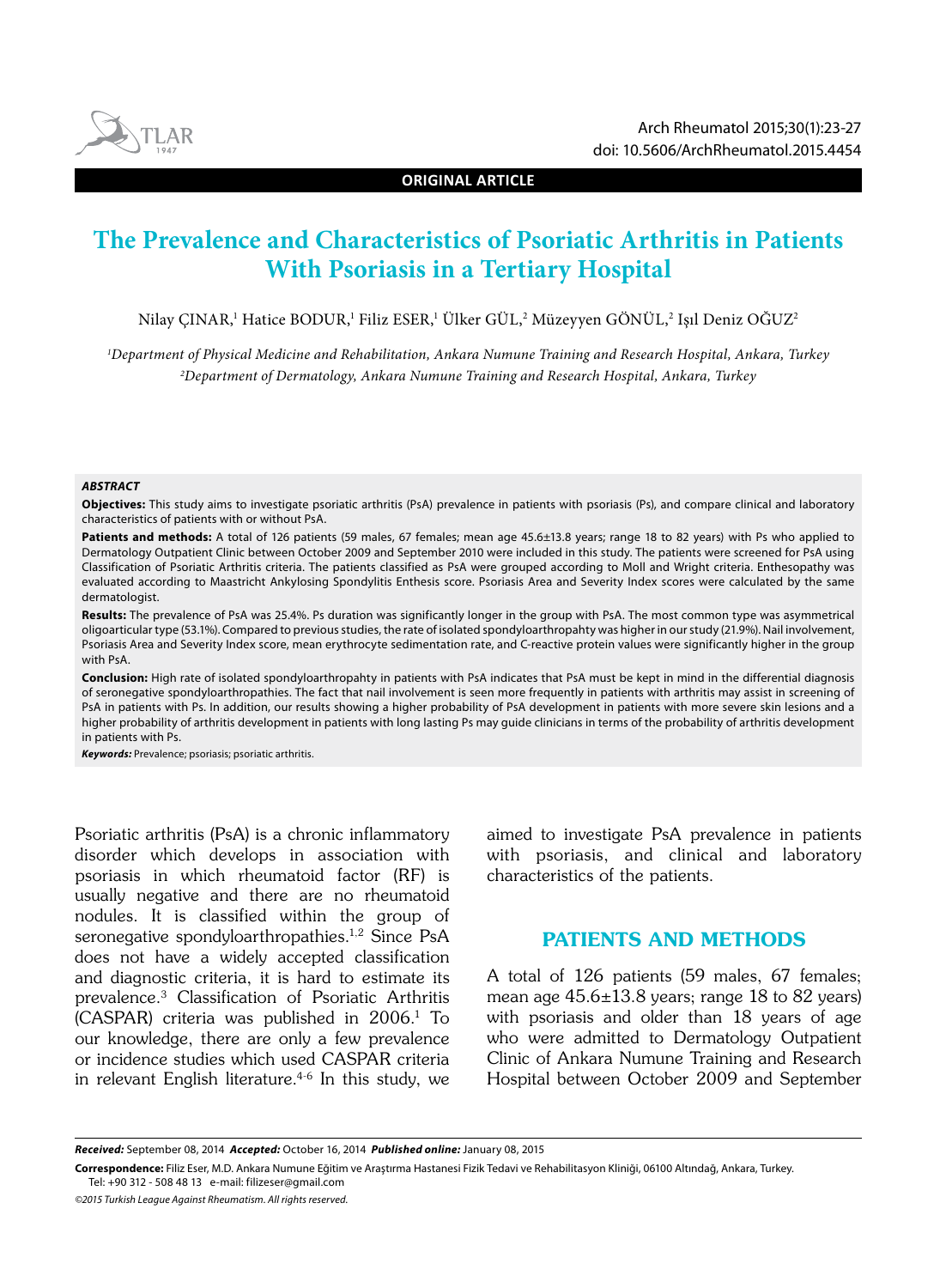ORIGINAL ARTICLE

# The Prevalence and Characteristics of Psoriatic Arthritis in Patients With Psoriasis in a Tertiary Hospital

Nilay ÇINAR,[1] Hatice BODUR,[1] Filiz ESER,[1] Ülker GÜL,[2] Müzeyyen GÖNÜL,[2] Işıl Deniz OĞUZ[2]

[1]Department of Physical Medicine and Rehabilitation, Ankara Numune Training and Research Hospital, Ankara, Turkey
[2]Department of Dermatology, Ankara Numune Training and Research Hospital, Ankara, Turkey

***ABSTRACT***

**Objectives:** This study aims to investigate psoriatic arthritis (PsA) prevalence in patients with psoriasis (Ps), and compare clinical and laboratory characteristics of patients with or without PsA.

**Patients and methods:** A total of 126 patients (59 males, 67 females; mean age 45.6±13.8 years; range 18 to 82 years) with Ps who applied to Dermatology Outpatient Clinic between October 2009 and September 2010 were included in this study. The patients were screened for PsA using Classification of Psoriatic Arthritis criteria. The patients classified as PsA were grouped according to Moll and Wright criteria. Enthesopathy was evaluated according to Maastricht Ankylosing Spondylitis Enthesis score. Psoriasis Area and Severity Index scores were calculated by the same dermatologist.

**Results:** The prevalence of PsA was 25.4%. Ps duration was significantly longer in the group with PsA. The most common type was asymmetrical oligoarticular type (53.1%). Compared to previous studies, the rate of isolated spondyloarthropahty was higher in our study (21.9%). Nail involvement, Psoriasis Area and Severity Index score, mean erythrocyte sedimentation rate, and C-reactive protein values were significantly higher in the group with PsA.

**Conclusion:** High rate of isolated spondyloarthropahty in patients with PsA indicates that PsA must be kept in mind in the differential diagnosis of seronegative spondyloarthropathies. The fact that nail involvement is seen more frequently in patients with arthritis may assist in screening of PsA in patients with Ps. In addition, our results showing a higher probability of PsA development in patients with more severe skin lesions and a higher probability of arthritis development in patients with long lasting Ps may guide clinicians in terms of the probability of arthritis development in patients with Ps.

***Keywords:*** Prevalence; psoriasis; psoriatic arthritis.

Psoriatic arthritis (PsA) is a chronic inflammatory disorder which develops in association with psoriasis in which rheumatoid factor (RF) is usually negative and there are no rheumatoid nodules. It is classified within the group of seronegative spondyloarthropathies.[1,2] Since PsA does not have a widely accepted classification and diagnostic criteria, it is hard to estimate its prevalence.[3] Classification of Psoriatic Arthritis (CASPAR) criteria was published in 2006.[1] To our knowledge, there are only a few prevalence or incidence studies which used CASPAR criteria in relevant English literature.[4-6] In this study, we aimed to investigate PsA prevalence in patients with psoriasis, and clinical and laboratory characteristics of the patients.

## PATIENTS AND METHODS

A total of 126 patients (59 males, 67 females; mean age 45.6±13.8 years; range 18 to 82 years) with psoriasis and older than 18 years of age who were admitted to Dermatology Outpatient Clinic of Ankara Numune Training and Research Hospital between October 2009 and September

***Received:*** September 08, 2014 ***Accepted:*** October 16, 2014 ***Published online:*** January 08, 2015

**Correspondence:** Filiz Eser, M.D. Ankara Numune Eğitim ve Araştırma Hastanesi Fizik Tedavi ve Rehabilitasyon Kliniği, 06100 Altındağ, Ankara, Turkey.
Tel: +90 312 - 508 48 13 e-mail: filizeser@gmail.com

*©2015 Turkish League Against Rheumatism. All rights reserved.*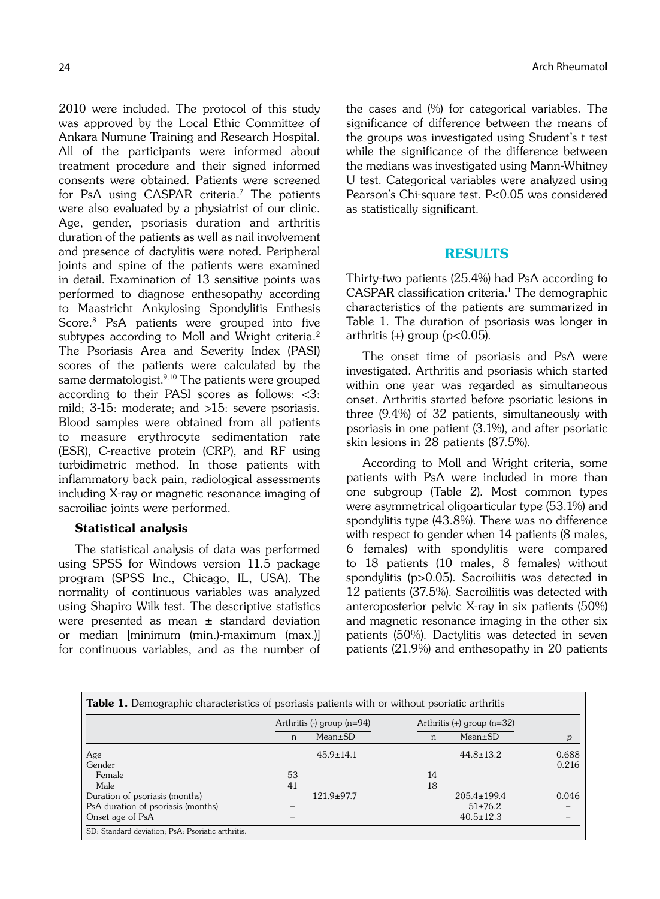2010 were included. The protocol of this study was approved by the Local Ethic Committee of Ankara Numune Training and Research Hospital. All of the participants were informed about treatment procedure and their signed informed consents were obtained. Patients were screened for PsA using CASPAR criteria.[7] The patients were also evaluated by a physiatrist of our clinic. Age, gender, psoriasis duration and arthritis duration of the patients as well as nail involvement and presence of dactylitis were noted. Peripheral joints and spine of the patients were examined in detail. Examination of 13 sensitive points was performed to diagnose enthesopathy according to Maastricht Ankylosing Spondylitis Enthesis Score.[8] PsA patients were grouped into five subtypes according to Moll and Wright criteria.[2] The Psoriasis Area and Severity Index (PASI) scores of the patients were calculated by the same dermatologist.[9,10] The patients were grouped according to their PASI scores as follows: <3: mild; 3-15: moderate; and >15: severe psoriasis. Blood samples were obtained from all patients to measure erythrocyte sedimentation rate (ESR), C-reactive protein (CRP), and RF using turbidimetric method. In those patients with inflammatory back pain, radiological assessments including X-ray or magnetic resonance imaging of sacroiliac joints were performed.

### Statistical analysis

The statistical analysis of data was performed using SPSS for Windows version 11.5 package program (SPSS Inc., Chicago, IL, USA). The normality of continuous variables was analyzed using Shapiro Wilk test. The descriptive statistics were presented as mean ± standard deviation or median [minimum (min.)-maximum (max.)] for continuous variables, and as the number of the cases and (%) for categorical variables. The significance of difference between the means of the groups was investigated using Student's t test while the significance of the difference between the medians was investigated using Mann-Whitney U test. Categorical variables were analyzed using Pearson's Chi-square test. P<0.05 was considered as statistically significant.

## RESULTS

Thirty-two patients (25.4%) had PsA according to CASPAR classification criteria.[1] The demographic characteristics of the patients are summarized in Table 1. The duration of psoriasis was longer in arthritis (+) group (p<0.05).

The onset time of psoriasis and PsA were investigated. Arthritis and psoriasis which started within one year was regarded as simultaneous onset. Arthritis started before psoriatic lesions in three (9.4%) of 32 patients, simultaneously with psoriasis in one patient (3.1%), and after psoriatic skin lesions in 28 patients (87.5%).

According to Moll and Wright criteria, some patients with PsA were included in more than one subgroup (Table 2). Most common types were asymmetrical oligoarticular type (53.1%) and spondylitis type (43.8%). There was no difference with respect to gender when 14 patients (8 males, 6 females) with spondylitis were compared to 18 patients (10 males, 8 females) without spondylitis (p>0.05). Sacroiliitis was detected in 12 patients (37.5%). Sacroiliitis was detected with anteroposterior pelvic X-ray in six patients (50%) and magnetic resonance imaging in the other six patients (50%). Dactylitis was detected in seven patients (21.9%) and enthesopathy in 20 patients

**Table 1.** Demographic characteristics of psoriasis patients with or without psoriatic arthritis

| | Arthritis (-) group (n=94) | | Arthritis (+) group (n=32) | | |
|---|---|---|---|---|---|
| | n | Mean±SD | n | Mean±SD | *p* |
| Age | | 45.9±14.1 | | 44.8±13.2 | 0.688 |
| Gender | | | | | 0.216 |
| Female | 53 | | 14 | | |
| Male | 41 | | 18 | | |
| Duration of psoriasis (months) | | 121.9±97.7 | | 205.4±199.4 | 0.046 |
| PsA duration of psoriasis (months) | – | | | 51±76.2 | – |
| Onset age of PsA | – | | | 40.5±12.3 | – |

SD: Standard deviation; PsA: Psoriatic arthritis.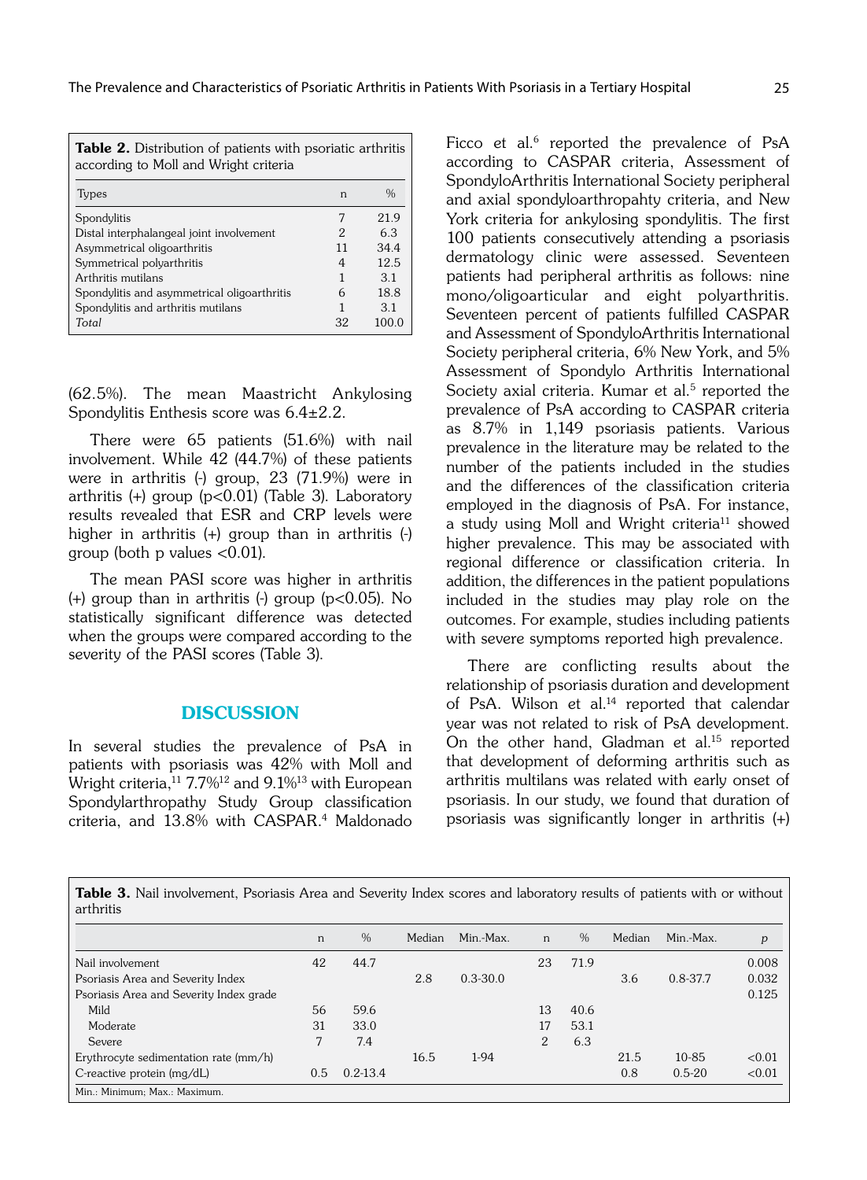**Table 2.** Distribution of patients with psoriatic arthritis according to Moll and Wright criteria

| Types | n | % |
|---|---|---|
| Spondylitis | 7 | 21.9 |
| Distal interphalangeal joint involvement | 2 | 6.3 |
| Asymmetrical oligoarthritis | 11 | 34.4 |
| Symmetrical polyarthritis | 4 | 12.5 |
| Arthritis mutilans | 1 | 3.1 |
| Spondylitis and asymmetrical oligoarthritis | 6 | 18.8 |
| Spondylitis and arthritis mutilans | 1 | 3.1 |
| *Total* | 32 | 100.0 |

(62.5%). The mean Maastricht Ankylosing Spondylitis Enthesis score was 6.4±2.2.

There were 65 patients (51.6%) with nail involvement. While 42 (44.7%) of these patients were in arthritis (-) group, 23 (71.9%) were in arthritis (+) group ($p<0.01$) (Table 3). Laboratory results revealed that ESR and CRP levels were higher in arthritis (+) group than in arthritis (-) group (both p values $<0.01$).

The mean PASI score was higher in arthritis (+) group than in arthritis (-) group ($p<0.05$). No statistically significant difference was detected when the groups were compared according to the severity of the PASI scores (Table 3).

## DISCUSSION

In several studies the prevalence of PsA in patients with psoriasis was 42% with Moll and Wright criteria,[11] 7.7%[12] and 9.1%[13] with European Spondylarthropathy Study Group classification criteria, and 13.8% with CASPAR.[4] Maldonado Ficco et al.[6] reported the prevalence of PsA according to CASPAR criteria, Assessment of SpondyloArthritis International Society peripheral and axial spondyloarthropahty criteria, and New York criteria for ankylosing spondylitis. The first 100 patients consecutively attending a psoriasis dermatology clinic were assessed. Seventeen patients had peripheral arthritis as follows: nine mono/oligoarticular and eight polyarthritis. Seventeen percent of patients fulfilled CASPAR and Assessment of SpondyloArthritis International Society peripheral criteria, 6% New York, and 5% Assessment of Spondylo Arthritis International Society axial criteria. Kumar et al.[5] reported the prevalence of PsA according to CASPAR criteria as 8.7% in 1,149 psoriasis patients. Various prevalence in the literature may be related to the number of the patients included in the studies and the differences of the classification criteria employed in the diagnosis of PsA. For instance, a study using Moll and Wright criteria[11] showed higher prevalence. This may be associated with regional difference or classification criteria. In addition, the differences in the patient populations included in the studies may play role on the outcomes. For example, studies including patients with severe symptoms reported high prevalence.

There are conflicting results about the relationship of psoriasis duration and development of PsA. Wilson et al.[14] reported that calendar year was not related to risk of PsA development. On the other hand, Gladman et al.[15] reported that development of deforming arthritis such as arthritis multilans was related with early onset of psoriasis. In our study, we found that duration of psoriasis was significantly longer in arthritis (+)

**Table 3.** Nail involvement, Psoriasis Area and Severity Index scores and laboratory results of patients with or without arthritis

| | n | % | Median | Min.-Max. | n | % | Median | Min.-Max. | *p* |
|---|---|---|---|---|---|---|---|---|---|
| Nail involvement | 42 | 44.7 | | | 23 | 71.9 | | | 0.008 |
| Psoriasis Area and Severity Index | | | 2.8 | 0.3-30.0 | | | 3.6 | 0.8-37.7 | 0.032 |
| Psoriasis Area and Severity Index grade | | | | | | | | | 0.125 |
| Mild | 56 | 59.6 | | | 13 | 40.6 | | | |
| Moderate | 31 | 33.0 | | | 17 | 53.1 | | | |
| Severe | 7 | 7.4 | | | 2 | 6.3 | | | |
| Erythrocyte sedimentation rate (mm/h) | | | 16.5 | 1-94 | | | 21.5 | 10-85 | <0.01 |
| C-reactive protein (mg/dL) | 0.5 | 0.2-13.4 | | | | | 0.8 | 0.5-20 | <0.01 |

Min.: Minimum; Max.: Maximum.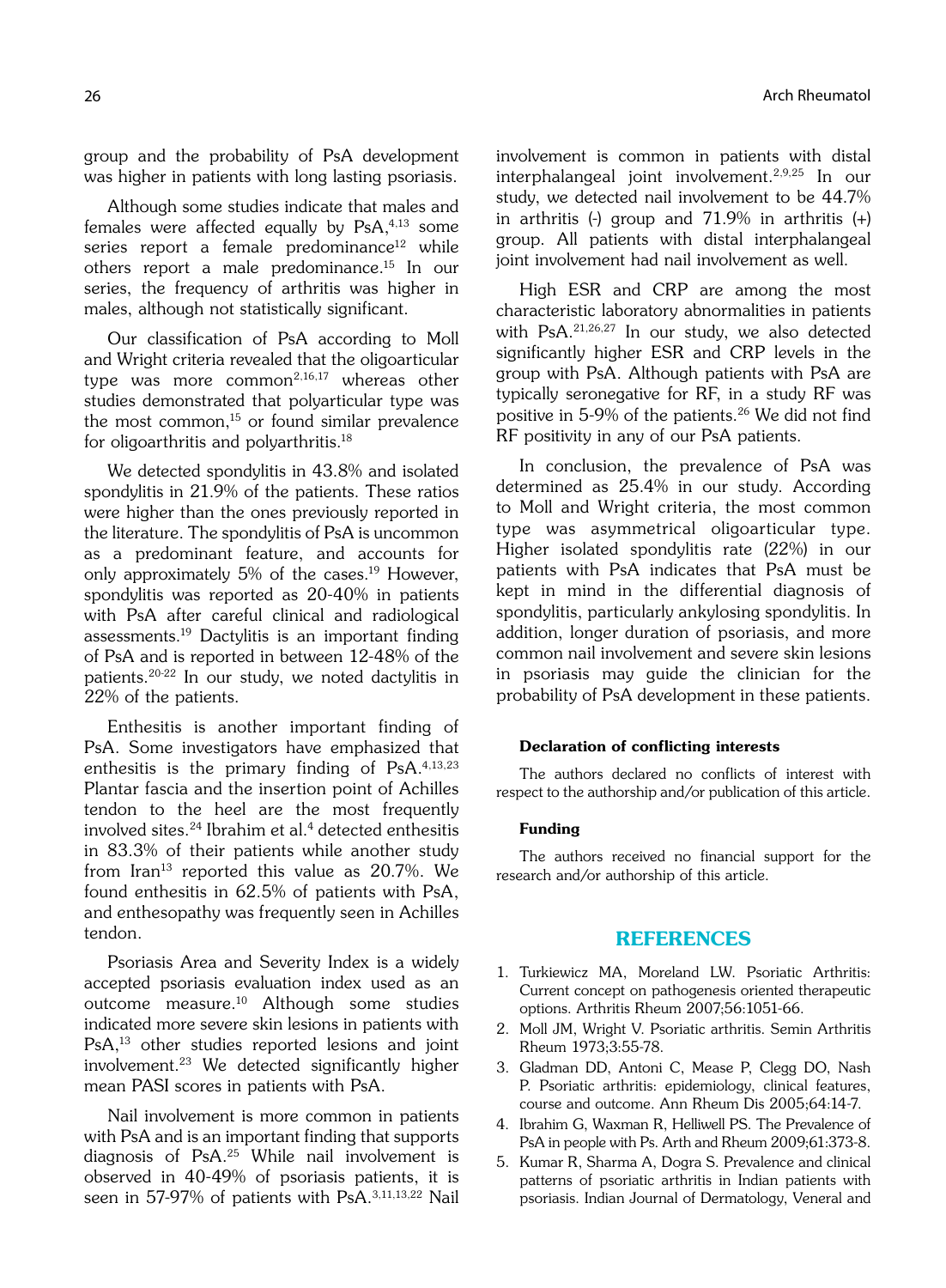group and the probability of PsA development was higher in patients with long lasting psoriasis.

Although some studies indicate that males and females were affected equally by PsA,[4,13] some series report a female predominance[12] while others report a male predominance.[15] In our series, the frequency of arthritis was higher in males, although not statistically significant.

Our classification of PsA according to Moll and Wright criteria revealed that the oligoarticular type was more common[2,16,17] whereas other studies demonstrated that polyarticular type was the most common,[15] or found similar prevalence for oligoarthritis and polyarthritis.[18]

We detected spondylitis in 43.8% and isolated spondylitis in 21.9% of the patients. These ratios were higher than the ones previously reported in the literature. The spondylitis of PsA is uncommon as a predominant feature, and accounts for only approximately 5% of the cases.[19] However, spondylitis was reported as 20-40% in patients with PsA after careful clinical and radiological assessments.[19] Dactylitis is an important finding of PsA and is reported in between 12-48% of the patients.[20-22] In our study, we noted dactylitis in 22% of the patients.

Enthesitis is another important finding of PsA. Some investigators have emphasized that enthesitis is the primary finding of PsA.[4,13,23] Plantar fascia and the insertion point of Achilles tendon to the heel are the most frequently involved sites.[24] Ibrahim et al.[4] detected enthesitis in 83.3% of their patients while another study from Iran[13] reported this value as 20.7%. We found enthesitis in 62.5% of patients with PsA, and enthesopathy was frequently seen in Achilles tendon.

Psoriasis Area and Severity Index is a widely accepted psoriasis evaluation index used as an outcome measure.[10] Although some studies indicated more severe skin lesions in patients with PsA,[13] other studies reported lesions and joint involvement.[23] We detected significantly higher mean PASI scores in patients with PsA.

Nail involvement is more common in patients with PsA and is an important finding that supports diagnosis of PsA.[25] While nail involvement is observed in 40-49% of psoriasis patients, it is seen in 57-97% of patients with PsA.[3,11,13,22] Nail involvement is common in patients with distal interphalangeal joint involvement.[2,9,25] In our study, we detected nail involvement to be 44.7% in arthritis (-) group and 71.9% in arthritis (+) group. All patients with distal interphalangeal joint involvement had nail involvement as well.

High ESR and CRP are among the most characteristic laboratory abnormalities in patients with PsA.[21,26,27] In our study, we also detected significantly higher ESR and CRP levels in the group with PsA. Although patients with PsA are typically seronegative for RF, in a study RF was positive in 5-9% of the patients.[26] We did not find RF positivity in any of our PsA patients.

In conclusion, the prevalence of PsA was determined as 25.4% in our study. According to Moll and Wright criteria, the most common type was asymmetrical oligoarticular type. Higher isolated spondylitis rate (22%) in our patients with PsA indicates that PsA must be kept in mind in the differential diagnosis of spondylitis, particularly ankylosing spondylitis. In addition, longer duration of psoriasis, and more common nail involvement and severe skin lesions in psoriasis may guide the clinician for the probability of PsA development in these patients.

#### Declaration of conflicting interests

The authors declared no conflicts of interest with respect to the authorship and/or publication of this article.

#### Funding

The authors received no financial support for the research and/or authorship of this article.

## REFERENCES

1. Turkiewicz MA, Moreland LW. Psoriatic Arthritis: Current concept on pathogenesis oriented therapeutic options. Arthritis Rheum 2007;56:1051-66.
2. Moll JM, Wright V. Psoriatic arthritis. Semin Arthritis Rheum 1973;3:55-78.
3. Gladman DD, Antoni C, Mease P, Clegg DO, Nash P. Psoriatic arthritis: epidemiology, clinical features, course and outcome. Ann Rheum Dis 2005;64:14-7.
4. Ibrahim G, Waxman R, Helliwell PS. The Prevalence of PsA in people with Ps. Arth and Rheum 2009;61:373-8.
5. Kumar R, Sharma A, Dogra S. Prevalence and clinical patterns of psoriatic arthritis in Indian patients with psoriasis. Indian Journal of Dermatology, Veneral and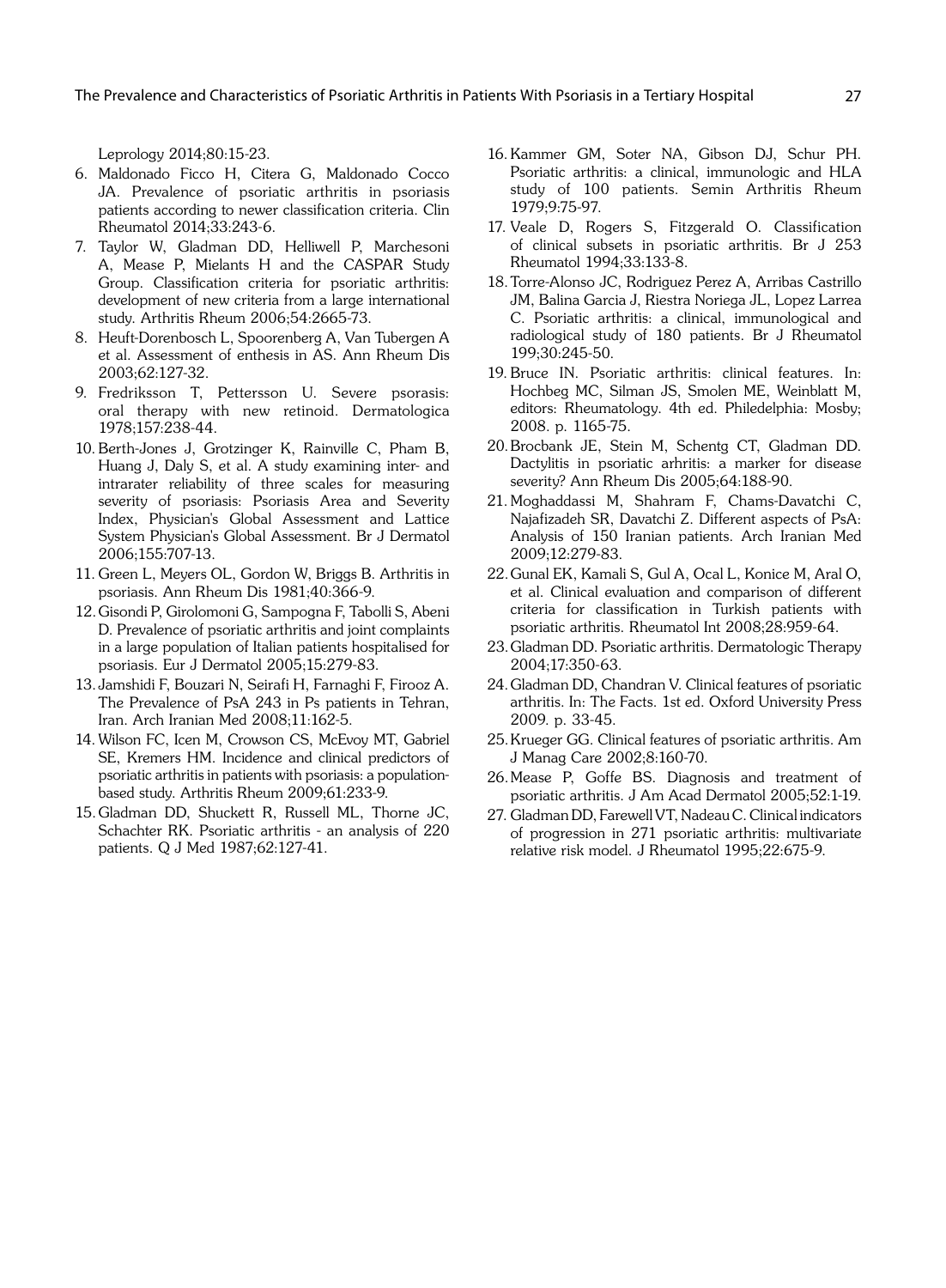Leprology 2014;80:15-23.

6. Maldonado Ficco H, Citera G, Maldonado Cocco JA. Prevalence of psoriatic arthritis in psoriasis patients according to newer classification criteria. Clin Rheumatol 2014;33:243-6.
7. Taylor W, Gladman DD, Helliwell P, Marchesoni A, Mease P, Mielants H and the CASPAR Study Group. Classification criteria for psoriatic arthritis: development of new criteria from a large international study. Arthritis Rheum 2006;54:2665-73.
8. Heuft-Dorenbosch L, Spoorenberg A, Van Tubergen A et al. Assessment of enthesis in AS. Ann Rheum Dis 2003;62:127-32.
9. Fredriksson T, Pettersson U. Severe psorasis: oral therapy with new retinoid. Dermatologica 1978;157:238-44.
10. Berth-Jones J, Grotzinger K, Rainville C, Pham B, Huang J, Daly S, et al. A study examining inter- and intrarater reliability of three scales for measuring severity of psoriasis: Psoriasis Area and Severity Index, Physician's Global Assessment and Lattice System Physician's Global Assessment. Br J Dermatol 2006;155:707-13.
11. Green L, Meyers OL, Gordon W, Briggs B. Arthritis in psoriasis. Ann Rheum Dis 1981;40:366-9.
12. Gisondi P, Girolomoni G, Sampogna F, Tabolli S, Abeni D. Prevalence of psoriatic arthritis and joint complaints in a large population of Italian patients hospitalised for psoriasis. Eur J Dermatol 2005;15:279-83.
13. Jamshidi F, Bouzari N, Seirafi H, Farnaghi F, Firooz A. The Prevalence of PsA 243 in Ps patients in Tehran, Iran. Arch Iranian Med 2008;11:162-5.
14. Wilson FC, Icen M, Crowson CS, McEvoy MT, Gabriel SE, Kremers HM. Incidence and clinical predictors of psoriatic arthritis in patients with psoriasis: a population-based study. Arthritis Rheum 2009;61:233-9.
15. Gladman DD, Shuckett R, Russell ML, Thorne JC, Schachter RK. Psoriatic arthritis - an analysis of 220 patients. Q J Med 1987;62:127-41.
16. Kammer GM, Soter NA, Gibson DJ, Schur PH. Psoriatic arthritis: a clinical, immunologic and HLA study of 100 patients. Semin Arthritis Rheum 1979;9:75-97.
17. Veale D, Rogers S, Fitzgerald O. Classification of clinical subsets in psoriatic arthritis. Br J 253 Rheumatol 1994;33:133-8.
18. Torre-Alonso JC, Rodriguez Perez A, Arribas Castrillo JM, Balina Garcia J, Riestra Noriega JL, Lopez Larrea C. Psoriatic arthritis: a clinical, immunological and radiological study of 180 patients. Br J Rheumatol 199;30:245-50.
19. Bruce IN. Psoriatic arthritis: clinical features. In: Hochbeg MC, Silman JS, Smolen ME, Weinblatt M, editors: Rheumatology. 4th ed. Philedelphia: Mosby; 2008. p. 1165-75.
20. Brocbank JE, Stein M, Schentg CT, Gladman DD. Dactylitis in psoriatic arhritis: a marker for disease severity? Ann Rheum Dis 2005;64:188-90.
21. Moghaddassi M, Shahram F, Chams-Davatchi C, Najafizadeh SR, Davatchi Z. Different aspects of PsA: Analysis of 150 Iranian patients. Arch Iranian Med 2009;12:279-83.
22. Gunal EK, Kamali S, Gul A, Ocal L, Konice M, Aral O, et al. Clinical evaluation and comparison of different criteria for classification in Turkish patients with psoriatic arthritis. Rheumatol Int 2008;28:959-64.
23. Gladman DD. Psoriatic arthritis. Dermatologic Therapy 2004;17:350-63.
24. Gladman DD, Chandran V. Clinical features of psoriatic arthritis. In: The Facts. 1st ed. Oxford University Press 2009. p. 33-45.
25. Krueger GG. Clinical features of psoriatic arthritis. Am J Manag Care 2002;8:160-70.
26. Mease P, Goffe BS. Diagnosis and treatment of psoriatic arthritis. J Am Acad Dermatol 2005;52:1-19.
27. Gladman DD, Farewell VT, Nadeau C. Clinical indicators of progression in 271 psoriatic arthritis: multivariate relative risk model. J Rheumatol 1995;22:675-9.